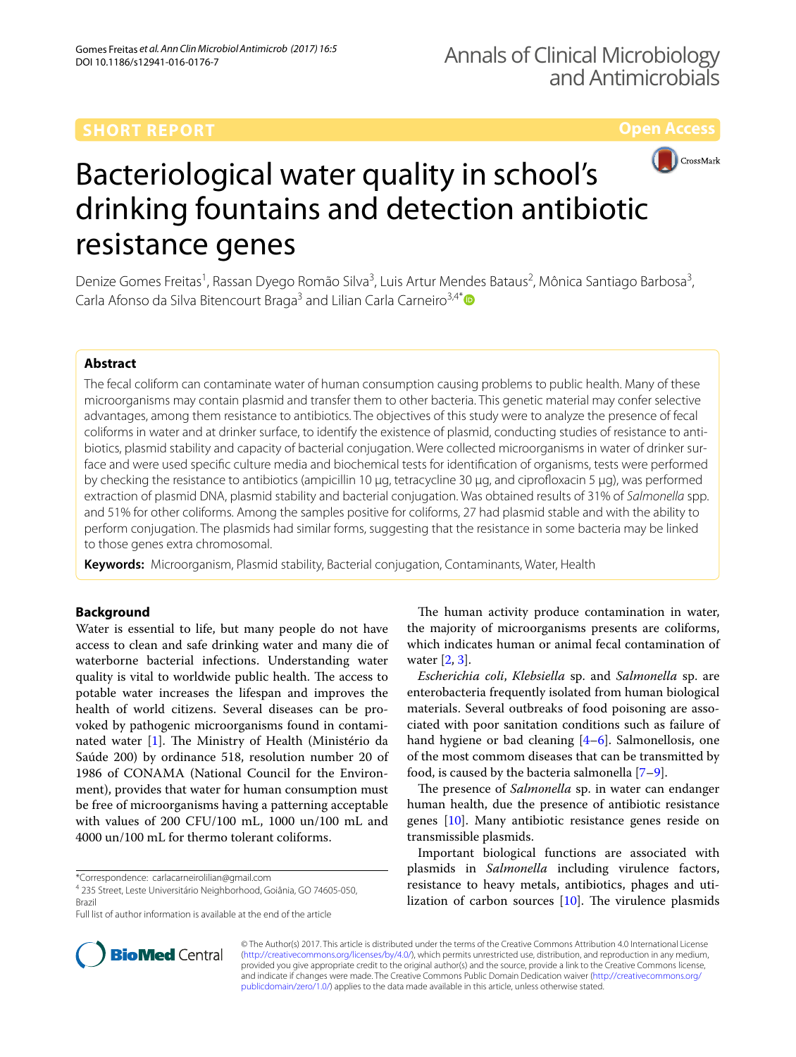SHORT REPORT

Open Access

# Bacteriological water quality in school's drinking fountains and detection antibiotic resistance genes

Denize Gomes Freitas[1], Rassan Dyego Romão Silva[3], Luis Artur Mendes Bataus[2], Mônica Santiago Barbosa[3], Carla Afonso da Silva Bitencourt Braga[3] and Lilian Carla Carneiro[3,4*]

## Abstract

The fecal coliform can contaminate water of human consumption causing problems to public health. Many of these microorganisms may contain plasmid and transfer them to other bacteria. This genetic material may confer selective advantages, among them resistance to antibiotics. The objectives of this study were to analyze the presence of fecal coliforms in water and at drinker surface, to identify the existence of plasmid, conducting studies of resistance to antibiotics, plasmid stability and capacity of bacterial conjugation. Were collected microorganisms in water of drinker surface and were used specific culture media and biochemical tests for identification of organisms, tests were performed by checking the resistance to antibiotics (ampicillin 10 µg, tetracycline 30 µg, and ciprofloxacin 5 µg), was performed extraction of plasmid DNA, plasmid stability and bacterial conjugation. Was obtained results of 31% of *Salmonella* spp. and 51% for other coliforms. Among the samples positive for coliforms, 27 had plasmid stable and with the ability to perform conjugation. The plasmids had similar forms, suggesting that the resistance in some bacteria may be linked to those genes extra chromosomal.

**Keywords:** Microorganism, Plasmid stability, Bacterial conjugation, Contaminants, Water, Health

## Background

Water is essential to life, but many people do not have access to clean and safe drinking water and many die of waterborne bacterial infections. Understanding water quality is vital to worldwide public health. The access to potable water increases the lifespan and improves the health of world citizens. Several diseases can be provoked by pathogenic microorganisms found in contaminated water [1]. The Ministry of Health (Ministério da Saúde 200) by ordinance 518, resolution number 20 of 1986 of CONAMA (National Council for the Environment), provides that water for human consumption must be free of microorganisms having a patterning acceptable with values of 200 CFU/100 mL, 1000 un/100 mL and 4000 un/100 mL for thermo tolerant coliforms.

The human activity produce contamination in water, the majority of microorganisms presents are coliforms, which indicates human or animal fecal contamination of water [2, 3].

*Escherichia coli*, *Klebsiella* sp. and *Salmonella* sp. are enterobacteria frequently isolated from human biological materials. Several outbreaks of food poisoning are associated with poor sanitation conditions such as failure of hand hygiene or bad cleaning [4–6]. Salmonellosis, one of the most commom diseases that can be transmitted by food, is caused by the bacteria salmonella [7–9].

The presence of *Salmonella* sp. in water can endanger human health, due the presence of antibiotic resistance genes [10]. Many antibiotic resistance genes reside on transmissible plasmids.

Important biological functions are associated with plasmids in *Salmonella* including virulence factors, resistance to heavy metals, antibiotics, phages and utilization of carbon sources [10]. The virulence plasmids

*Correspondence: carlacarneirolilian@gmail.com

[4] 235 Street, Leste Universitário Neighborhood, Goiânia, GO 74605-050, Brazil

Full list of author information is available at the end of the article

© The Author(s) 2017. This article is distributed under the terms of the Creative Commons Attribution 4.0 International License (http://creativecommons.org/licenses/by/4.0/), which permits unrestricted use, distribution, and reproduction in any medium, provided you give appropriate credit to the original author(s) and the source, provide a link to the Creative Commons license, and indicate if changes were made. The Creative Commons Public Domain Dedication waiver (http://creativecommons.org/publicdomain/zero/1.0/) applies to the data made available in this article, unless otherwise stated.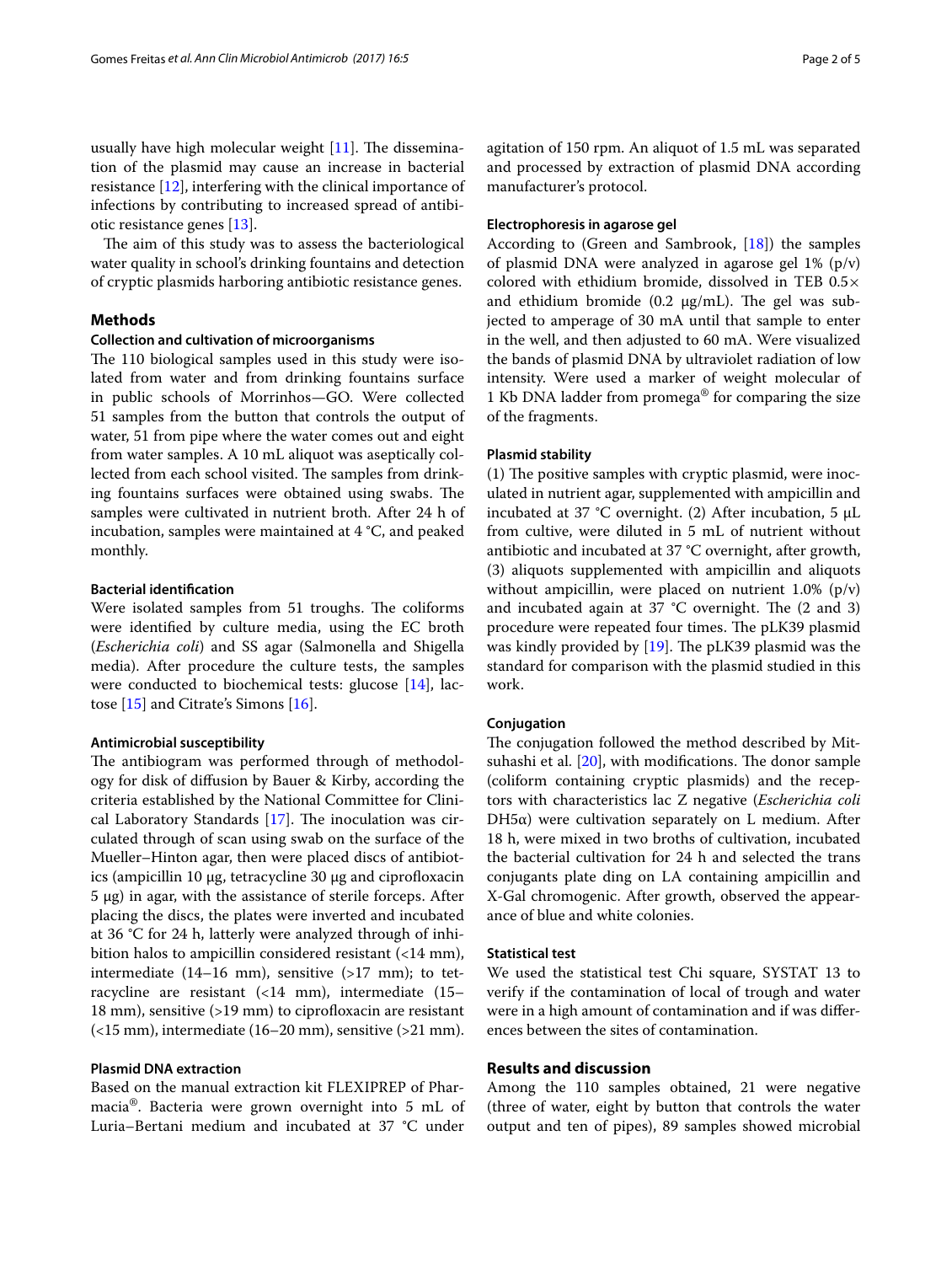usually have high molecular weight [11]. The dissemination of the plasmid may cause an increase in bacterial resistance [12], interfering with the clinical importance of infections by contributing to increased spread of antibiotic resistance genes [13].

The aim of this study was to assess the bacteriological water quality in school's drinking fountains and detection of cryptic plasmids harboring antibiotic resistance genes.

## Methods

### Collection and cultivation of microorganisms

The 110 biological samples used in this study were isolated from water and from drinking fountains surface in public schools of Morrinhos—GO. Were collected 51 samples from the button that controls the output of water, 51 from pipe where the water comes out and eight from water samples. A 10 mL aliquot was aseptically collected from each school visited. The samples from drinking fountains surfaces were obtained using swabs. The samples were cultivated in nutrient broth. After 24 h of incubation, samples were maintained at 4 °C, and peaked monthly.

#### Bacterial identification

Were isolated samples from 51 troughs. The coliforms were identified by culture media, using the EC broth (*Escherichia coli*) and SS agar (Salmonella and Shigella media). After procedure the culture tests, the samples were conducted to biochemical tests: glucose [14], lactose [15] and Citrate's Simons [16].

#### Antimicrobial susceptibility

The antibiogram was performed through of methodology for disk of diffusion by Bauer & Kirby, according the criteria established by the National Committee for Clinical Laboratory Standards [17]. The inoculation was circulated through of scan using swab on the surface of the Mueller–Hinton agar, then were placed discs of antibiotics (ampicillin 10 μg, tetracycline 30 μg and ciprofloxacin 5 μg) in agar, with the assistance of sterile forceps. After placing the discs, the plates were inverted and incubated at 36 °C for 24 h, latterly were analyzed through of inhibition halos to ampicillin considered resistant (<14 mm), intermediate (14–16 mm), sensitive (>17 mm); to tetracycline are resistant (<14 mm), intermediate (15–18 mm), sensitive (>19 mm) to ciprofloxacin are resistant (<15 mm), intermediate (16–20 mm), sensitive (>21 mm).

#### Plasmid DNA extraction

Based on the manual extraction kit FLEXIPREP of Pharmacia®. Bacteria were grown overnight into 5 mL of Luria–Bertani medium and incubated at 37 °C under agitation of 150 rpm. An aliquot of 1.5 mL was separated and processed by extraction of plasmid DNA according manufacturer's protocol.

#### Electrophoresis in agarose gel

According to (Green and Sambrook, [18]) the samples of plasmid DNA were analyzed in agarose gel 1% (p/v) colored with ethidium bromide, dissolved in TEB 0.5× and ethidium bromide (0.2 μg/mL). The gel was subjected to amperage of 30 mA until that sample to enter in the well, and then adjusted to 60 mA. Were visualized the bands of plasmid DNA by ultraviolet radiation of low intensity. Were used a marker of weight molecular of 1 Kb DNA ladder from promega® for comparing the size of the fragments.

#### Plasmid stability

(1) The positive samples with cryptic plasmid, were inoculated in nutrient agar, supplemented with ampicillin and incubated at 37 °C overnight. (2) After incubation, 5 μL from cultive, were diluted in 5 mL of nutrient without antibiotic and incubated at 37 °C overnight, after growth, (3) aliquots supplemented with ampicillin and aliquots without ampicillin, were placed on nutrient 1.0% (p/v) and incubated again at 37 °C overnight. The (2 and 3) procedure were repeated four times. The pLK39 plasmid was kindly provided by [19]. The pLK39 plasmid was the standard for comparison with the plasmid studied in this work.

#### Conjugation

The conjugation followed the method described by Mitsuhashi et al. [20], with modifications. The donor sample (coliform containing cryptic plasmids) and the receptors with characteristics lac Z negative (*Escherichia coli* DH5α) were cultivation separately on L medium. After 18 h, were mixed in two broths of cultivation, incubated the bacterial cultivation for 24 h and selected the trans conjugants plate ding on LA containing ampicillin and X-Gal chromogenic. After growth, observed the appearance of blue and white colonies.

#### Statistical test

We used the statistical test Chi square, SYSTAT 13 to verify if the contamination of local of trough and water were in a high amount of contamination and if was differences between the sites of contamination.

## Results and discussion

Among the 110 samples obtained, 21 were negative (three of water, eight by button that controls the water output and ten of pipes), 89 samples showed microbial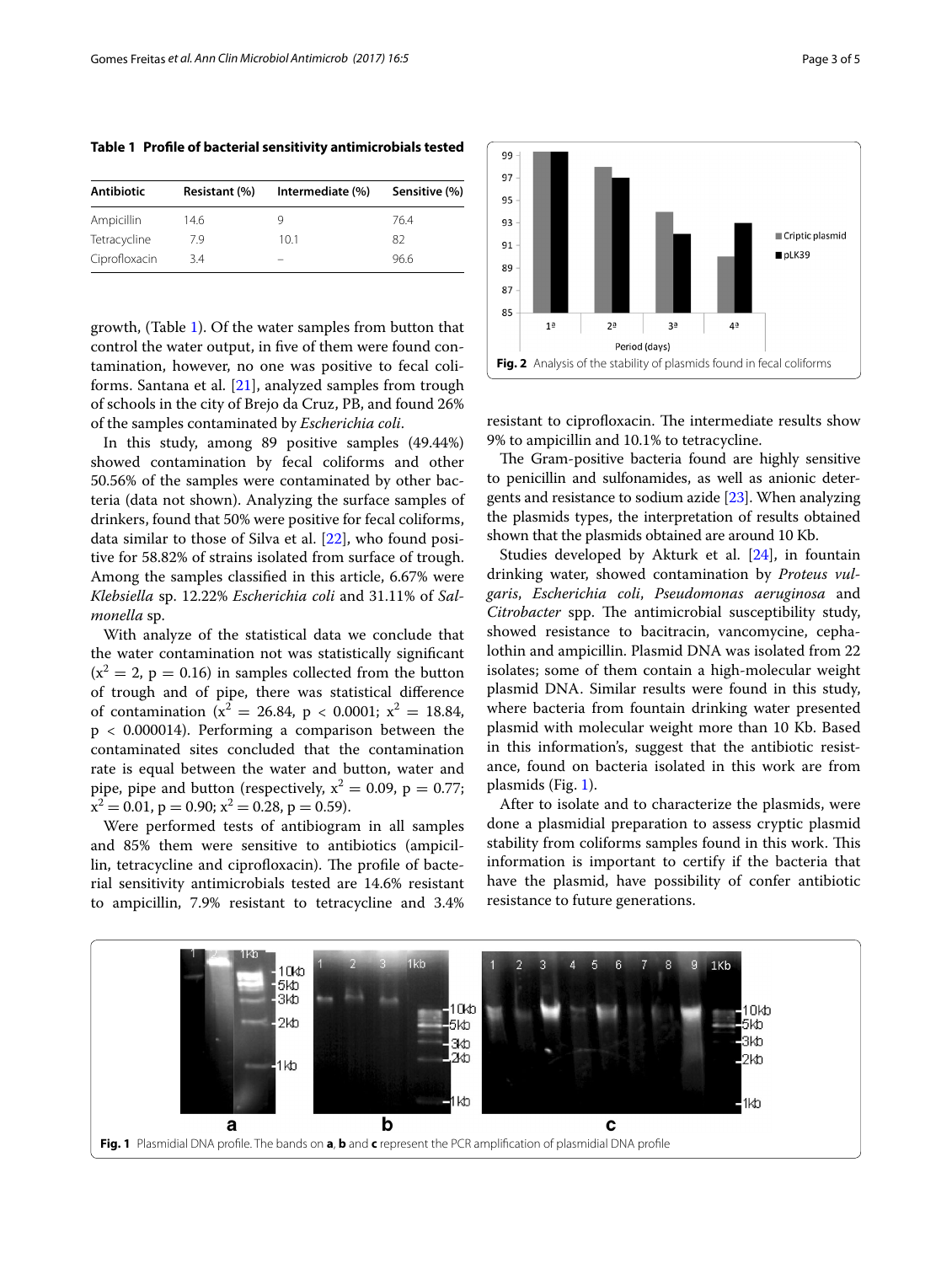**Table 1 Profile of bacterial sensitivity antimicrobials tested**

| Antibiotic | Resistant (%) | Intermediate (%) | Sensitive (%) |
| --- | --- | --- | --- |
| Ampicillin | 14.6 | 9 | 76.4 |
| Tetracycline | 7.9 | 10.1 | 82 |
| Ciprofloxacin | 3.4 | – | 96.6 |

growth, (Table 1). Of the water samples from button that control the water output, in five of them were found contamination, however, no one was positive to fecal coliforms. Santana et al. [21], analyzed samples from trough of schools in the city of Brejo da Cruz, PB, and found 26% of the samples contaminated by *Escherichia coli*.

In this study, among 89 positive samples (49.44%) showed contamination by fecal coliforms and other 50.56% of the samples were contaminated by other bacteria (data not shown). Analyzing the surface samples of drinkers, found that 50% were positive for fecal coliforms, data similar to those of Silva et al. [22], who found positive for 58.82% of strains isolated from surface of trough. Among the samples classified in this article, 6.67% were *Klebsiella* sp. 12.22% *Escherichia coli* and 31.11% of *Salmonella* sp.

With analyze of the statistical data we conclude that the water contamination not was statistically significant ($x^2 = 2$, $p = 0.16$) in samples collected from the button of trough and of pipe, there was statistical difference of contamination ($x^2 = 26.84$, $p < 0.0001$; $x^2 = 18.84$, $p < 0.000014$). Performing a comparison between the contaminated sites concluded that the contamination rate is equal between the water and button, water and pipe, pipe and button (respectively, $x^2 = 0.09$, $p = 0.77$; $x^2 = 0.01$, $p = 0.90$; $x^2 = 0.28$, $p = 0.59$).

Were performed tests of antibiogram in all samples and 85% them were sensitive to antibiotics (ampicillin, tetracycline and ciprofloxacin). The profile of bacterial sensitivity antimicrobials tested are 14.6% resistant to ampicillin, 7.9% resistant to tetracycline and 3.4% resistant to ciprofloxacin. The intermediate results show 9% to ampicillin and 10.1% to tetracycline.

The Gram-positive bacteria found are highly sensitive to penicillin and sulfonamides, as well as anionic detergents and resistance to sodium azide [23]. When analyzing the plasmids types, the interpretation of results obtained shown that the plasmids obtained are around 10 Kb.

Studies developed by Akturk et al. [24], in fountain drinking water, showed contamination by *Proteus vulgaris*, *Escherichia coli*, *Pseudomonas aeruginosa* and *Citrobacter* spp. The antimicrobial susceptibility study, showed resistance to bacitracin, vancomycine, cephalothin and ampicillin. Plasmid DNA was isolated from 22 isolates; some of them contain a high-molecular weight plasmid DNA. Similar results were found in this study, where bacteria from fountain drinking water presented plasmid with molecular weight more than 10 Kb. Based in this information's, suggest that the antibiotic resistance, found on bacteria isolated in this work are from plasmids (Fig. 1).

After to isolate and to characterize the plasmids, were done a plasmidial preparation to assess cryptic plasmid stability from coliforms samples found in this work. This information is important to certify if the bacteria that have the plasmid, have possibility of confer antibiotic resistance to future generations.

**Fig. 2** Analysis of the stability of plasmids found in fecal coliforms

**Fig. 1** Plasmidial DNA profile. The bands on **a**, **b** and **c** represent the PCR amplification of plasmidial DNA profile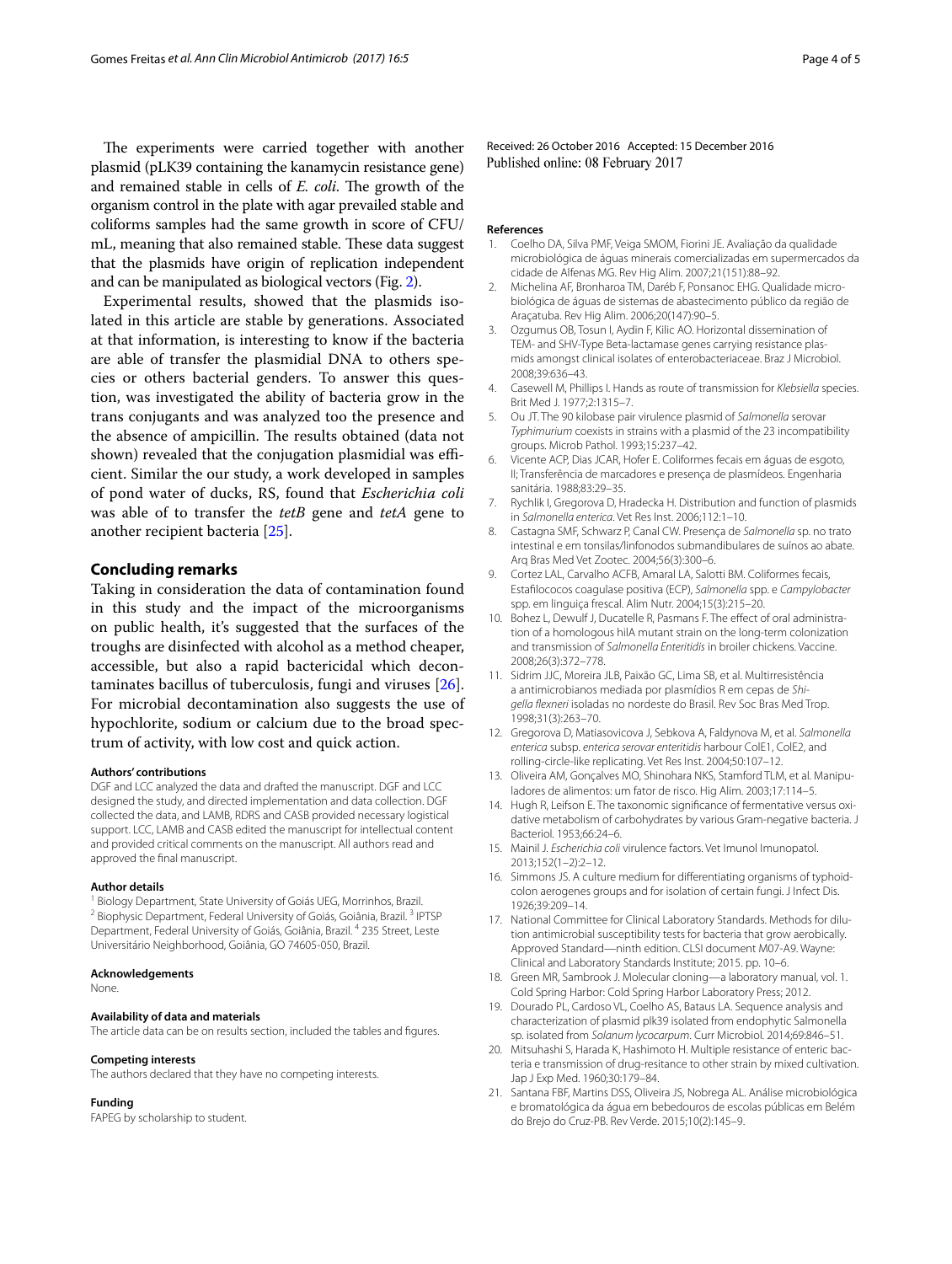The experiments were carried together with another plasmid (pLK39 containing the kanamycin resistance gene) and remained stable in cells of *E. coli*. The growth of the organism control in the plate with agar prevailed stable and coliforms samples had the same growth in score of CFU/mL, meaning that also remained stable. These data suggest that the plasmids have origin of replication independent and can be manipulated as biological vectors (Fig. 2).

Experimental results, showed that the plasmids isolated in this article are stable by generations. Associated at that information, is interesting to know if the bacteria are able of transfer the plasmidial DNA to others species or others bacterial genders. To answer this question, was investigated the ability of bacteria grow in the trans conjugants and was analyzed too the presence and the absence of ampicillin. The results obtained (data not shown) revealed that the conjugation plasmidial was efficient. Similar the our study, a work developed in samples of pond water of ducks, RS, found that *Escherichia coli* was able of to transfer the *tetB* gene and *tetA* gene to another recipient bacteria [25].

## Concluding remarks

Taking in consideration the data of contamination found in this study and the impact of the microorganisms on public health, it's suggested that the surfaces of the troughs are disinfected with alcohol as a method cheaper, accessible, but also a rapid bactericidal which decontaminates bacillus of tuberculosis, fungi and viruses [26]. For microbial decontamination also suggests the use of hypochlorite, sodium or calcium due to the broad spectrum of activity, with low cost and quick action.

#### Authors' contributions

DGF and LCC analyzed the data and drafted the manuscript. DGF and LCC designed the study, and directed implementation and data collection. DGF collected the data, and LAMB, RDRS and CASB provided necessary logistical support. LCC, LAMB and CASB edited the manuscript for intellectual content and provided critical comments on the manuscript. All authors read and approved the final manuscript.

#### Author details

[1] Biology Department, State University of Goiás UEG, Morrinhos, Brazil. [2] Biophysic Department, Federal University of Goiás, Goiânia, Brazil. [3] IPTSP Department, Federal University of Goiás, Goiânia, Brazil. [4] 235 Street, Leste Universitário Neighborhood, Goiânia, GO 74605-050, Brazil.

#### Acknowledgements

None.

#### Availability of data and materials

The article data can be on results section, included the tables and figures.

#### Competing interests

The authors declared that they have no competing interests.

#### Funding

FAPEG by scholarship to student.

Received: 26 October 2016 Accepted: 15 December 2016
Published online: 08 February 2017

#### References

1. Coelho DA, Silva PMF, Veiga SMOM, Fiorini JE. Avaliação da qualidade microbiológica de águas minerais comercializadas em supermercados da cidade de Alfenas MG. Rev Hig Alim. 2007;21(151):88–92.
2. Michelina AF, Bronharoa TM, Daréb F, Ponsanoc EHG. Qualidade microbiológica de águas de sistemas de abastecimento público da região de Araçatuba. Rev Hig Alim. 2006;20(147):90–5.
3. Ozgumus OB, Tosun I, Aydin F, Kilic AO. Horizontal dissemination of TEM- and SHV-Type Beta-lactamase genes carrying resistance plasmids amongst clinical isolates of enterobacteriaceae. Braz J Microbiol. 2008;39:636–43.
4. Casewell M, Phillips I. Hands as route of transmission for *Klebsiella* species. Brit Med J. 1977;2:1315–7.
5. Ou JT. The 90 kilobase pair virulence plasmid of *Salmonella* serovar *Typhimurium* coexists in strains with a plasmid of the 23 incompatibility groups. Microb Pathol. 1993;15:237–42.
6. Vicente ACP, Dias JCAR, Hofer E. Coliformes fecais em águas de esgoto, II; Transferência de marcadores e presença de plasmídeos. Engenharia sanitária. 1988;83:29–35.
7. Rychlik I, Gregorova D, Hradecka H. Distribution and function of plasmids in *Salmonella enterica*. Vet Res Inst. 2006;112:1–10.
8. Castagna SMF, Schwarz P, Canal CW. Presença de *Salmonella* sp. no trato intestinal e em tonsilas/linfonodos submandibulares de suínos ao abate. Arq Bras Med Vet Zootec. 2004;56(3):300–6.
9. Cortez LAL, Carvalho ACFB, Amaral LA, Salotti BM. Coliformes fecais, Estafilococos coagulase positiva (ECP), *Salmonella* spp. e *Campylobacter* spp. em linguiça frescal. Alim Nutr. 2004;15(3):215–20.
10. Bohez L, Dewulf J, Ducatelle R, Pasmans F. The effect of oral administration of a homologous hilA mutant strain on the long-term colonization and transmission of *Salmonella Enteritidis* in broiler chickens. Vaccine. 2008;26(3):372–778.
11. Sidrim JJC, Moreira JLB, Paixão GC, Lima SB, et al. Multirresistência a antimicrobianos mediada por plasmídios R em cepas de *Shigella flexneri* isoladas no nordeste do Brasil. Rev Soc Bras Med Trop. 1998;31(3):263–70.
12. Gregorova D, Matiasovicova J, Sebkova A, Faldynova M, et al. *Salmonella enterica* subsp. *enterica serovar enteritidis* harbour ColE1, ColE2, and rolling-circle-like replicating. Vet Res Inst. 2004;50:107–12.
13. Oliveira AM, Gonçalves MO, Shinohara NKS, Stamford TLM, et al. Manipuladores de alimentos: um fator de risco. Hig Alim. 2003;17:114–5.
14. Hugh R, Leifson E. The taxonomic significance of fermentative versus oxidative metabolism of carbohydrates by various Gram-negative bacteria. J Bacteriol. 1953;66:24–6.
15. Mainil J. *Escherichia coli* virulence factors. Vet Imunol Imunopatol. 2013;152(1–2):2–12.
16. Simmons JS. A culture medium for differentiating organisms of typhoid-colon aerogenes groups and for isolation of certain fungi. J Infect Dis. 1926;39:209–14.
17. National Committee for Clinical Laboratory Standards. Methods for dilution antimicrobial susceptibility tests for bacteria that grow aerobically. Approved Standard—ninth edition. CLSI document M07-A9. Wayne: Clinical and Laboratory Standards Institute; 2015. pp. 10–6.
18. Green MR, Sambrook J. Molecular cloning—a laboratory manual, vol. 1. Cold Spring Harbor: Cold Spring Harbor Laboratory Press; 2012.
19. Dourado PL, Cardoso VL, Coelho AS, Bataus LA. Sequence analysis and characterization of plasmid plk39 isolated from endophytic Salmonella sp. isolated from *Solanum lycocarpum*. Curr Microbiol. 2014;69:846–51.
20. Mitsuhashi S, Harada K, Hashimoto H. Multiple resistance of enteric bacteria e transmission of drug-resitance to other strain by mixed cultivation. Jap J Exp Med. 1960;30:179–84.
21. Santana FBF, Martins DSS, Oliveira JS, Nobrega AL. Análise microbiológica e bromatológica da água em bebedouros de escolas públicas em Belém do Brejo do Cruz-PB. Rev Verde. 2015;10(2):145–9.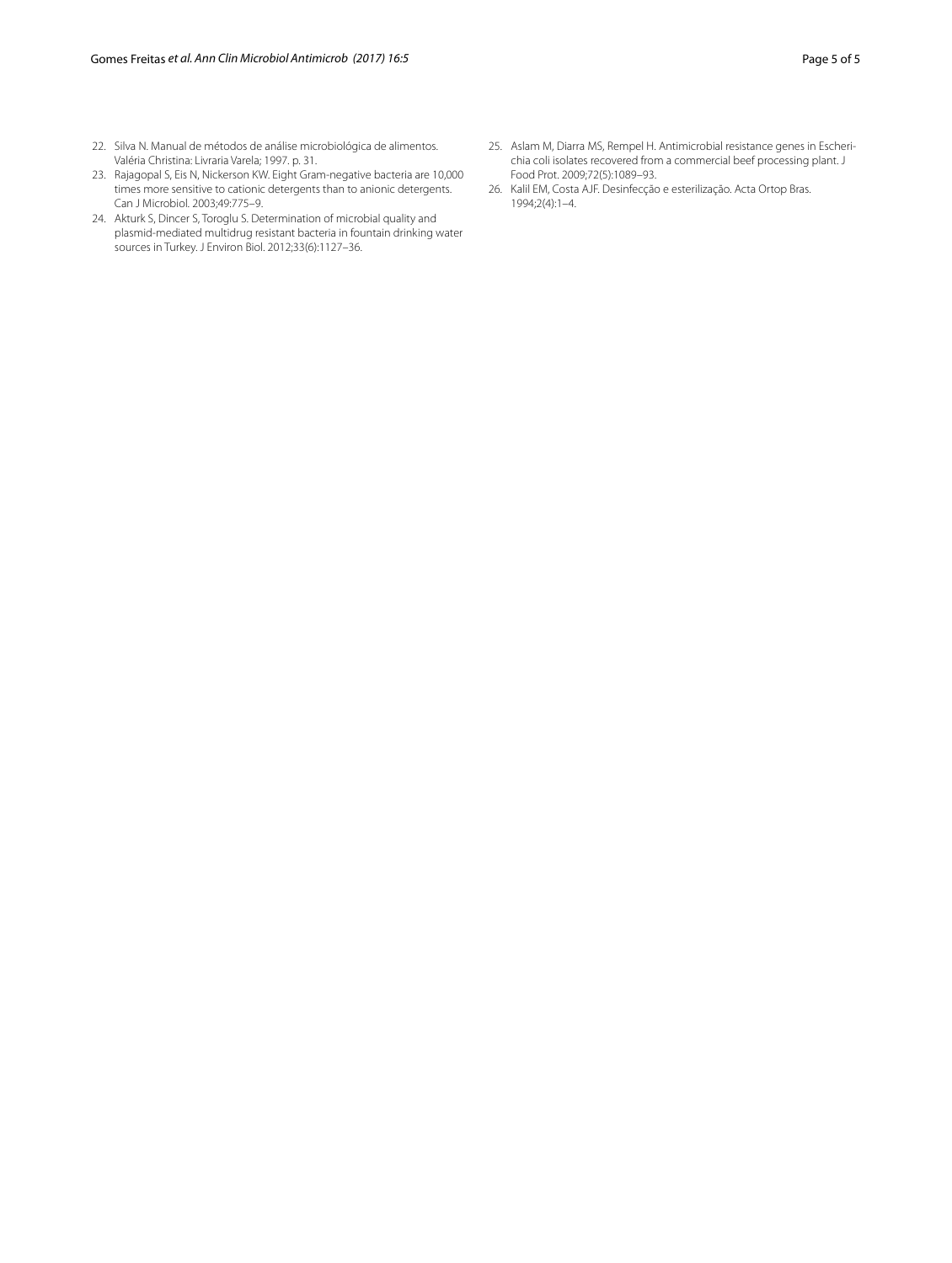22. Silva N. Manual de métodos de análise microbiológica de alimentos. Valéria Christina: Livraria Varela; 1997. p. 31.
23. Rajagopal S, Eis N, Nickerson KW. Eight Gram-negative bacteria are 10,000 times more sensitive to cationic detergents than to anionic detergents. Can J Microbiol. 2003;49:775–9.
24. Akturk S, Dincer S, Toroglu S. Determination of microbial quality and plasmid-mediated multidrug resistant bacteria in fountain drinking water sources in Turkey. J Environ Biol. 2012;33(6):1127–36.
25. Aslam M, Diarra MS, Rempel H. Antimicrobial resistance genes in Escherichia coli isolates recovered from a commercial beef processing plant. J Food Prot. 2009;72(5):1089–93.
26. Kalil EM, Costa AJF. Desinfecção e esterilização. Acta Ortop Bras. 1994;2(4):1–4.